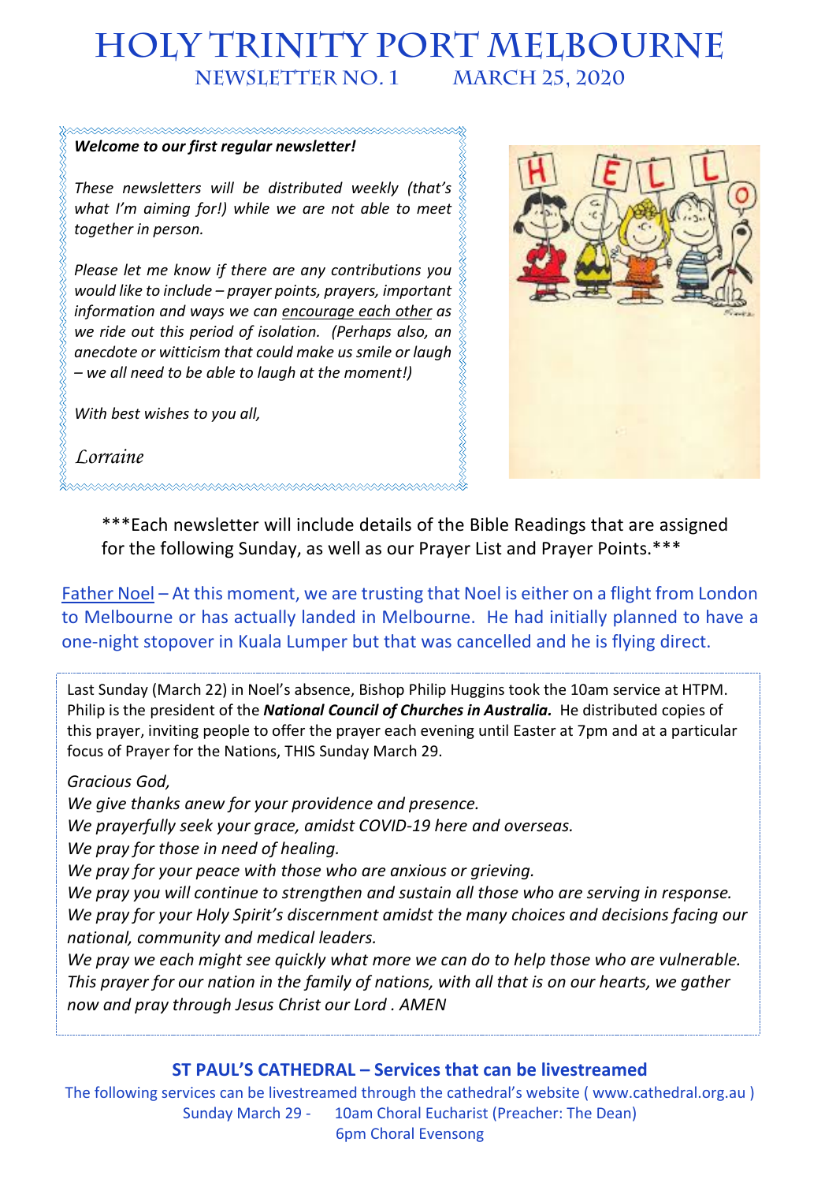# HOLY TRINITY PORT MELBOURNE

## NEWSLETTER NO. 1 MARCH 25, 2020

***Welcome to our first regular newsletter!***

*These newsletters will be distributed weekly (that's what I'm aiming for!) while we are not able to meet together in person.*

*Please let me know if there are any contributions you would like to include – prayer points, prayers, important information and ways we can encourage each other as we ride out this period of isolation. (Perhaps also, an anecdote or witticism that could make us smile or laugh – we all need to be able to laugh at the moment!)*

*With best wishes to you all,*

*Lorraine*

\*\*\*Each newsletter will include details of the Bible Readings that are assigned for the following Sunday, as well as our Prayer List and Prayer Points.\*\*\*

Father Noel – At this moment, we are trusting that Noel is either on a flight from London to Melbourne or has actually landed in Melbourne. He had initially planned to have a one-night stopover in Kuala Lumper but that was cancelled and he is flying direct.

Last Sunday (March 22) in Noel's absence, Bishop Philip Huggins took the 10am service at HTPM. Philip is the president of the ***National Council of Churches in Australia.*** He distributed copies of this prayer, inviting people to offer the prayer each evening until Easter at 7pm and at a particular focus of Prayer for the Nations, THIS Sunday March 29.

*Gracious God,*
*We give thanks anew for your providence and presence.*
*We prayerfully seek your grace, amidst COVID-19 here and overseas.*
*We pray for those in need of healing.*
*We pray for your peace with those who are anxious or grieving.*
*We pray you will continue to strengthen and sustain all those who are serving in response.*
*We pray for your Holy Spirit's discernment amidst the many choices and decisions facing our national, community and medical leaders.*
*We pray we each might see quickly what more we can do to help those who are vulnerable.*
*This prayer for our nation in the family of nations, with all that is on our hearts, we gather now and pray through Jesus Christ our Lord . AMEN*

### ST PAUL'S CATHEDRAL – Services that can be livestreamed

The following services can be livestreamed through the cathedral's website ( www.cathedral.org.au )

Sunday March 29 - 10am Choral Eucharist (Preacher: The Dean)
6pm Choral Evensong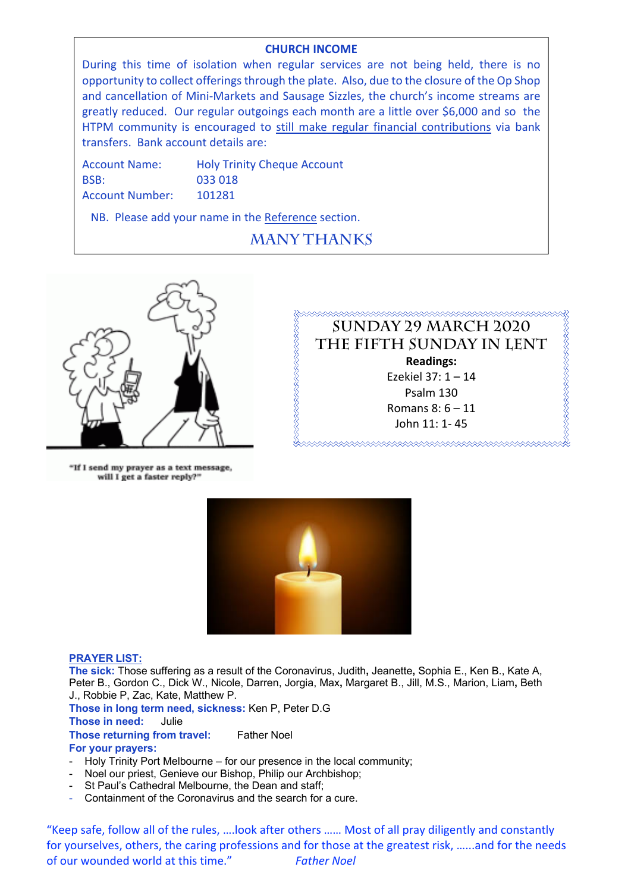## CHURCH INCOME

During this time of isolation when regular services are not being held, there is no opportunity to collect offerings through the plate. Also, due to the closure of the Op Shop and cancellation of Mini-Markets and Sausage Sizzles, the church's income streams are greatly reduced. Our regular outgoings each month are a little over $6,000 and so the HTPM community is encouraged to still make regular financial contributions via bank transfers. Bank account details are:

Account Name: Holy Trinity Cheque Account
BSB: 033 018
Account Number: 101281

NB. Please add your name in the Reference section.

**MANY THANKS**

"If I send my prayer as a text message, will I get a faster reply?"

## SUNDAY 29 MARCH 2020
## THE FIFTH SUNDAY IN LENT

**Readings:**
Ezekiel 37: 1 – 14
Psalm 130
Romans 8: 6 – 11
John 11: 1- 45

**PRAYER LIST:**

**The sick:** Those suffering as a result of the Coronavirus, Judith, Jeanette, Sophia E., Ken B., Kate A, Peter B., Gordon C., Dick W., Nicole, Darren, Jorgia, Max, Margaret B., Jill, M.S., Marion, Liam, Beth J., Robbie P, Zac, Kate, Matthew P.

**Those in long term need, sickness:** Ken P, Peter D.G

**Those in need:** Julie

**Those returning from travel:** Father Noel

**For your prayers:**

- Holy Trinity Port Melbourne – for our presence in the local community;
- Noel our priest, Genieve our Bishop, Philip our Archbishop;
- St Paul's Cathedral Melbourne, the Dean and staff;
- Containment of the Coronavirus and the search for a cure.

"Keep safe, follow all of the rules, ….look after others …… Most of all pray diligently and constantly for yourselves, others, the caring professions and for those at the greatest risk, ……and for the needs of our wounded world at this time." *Father Noel*